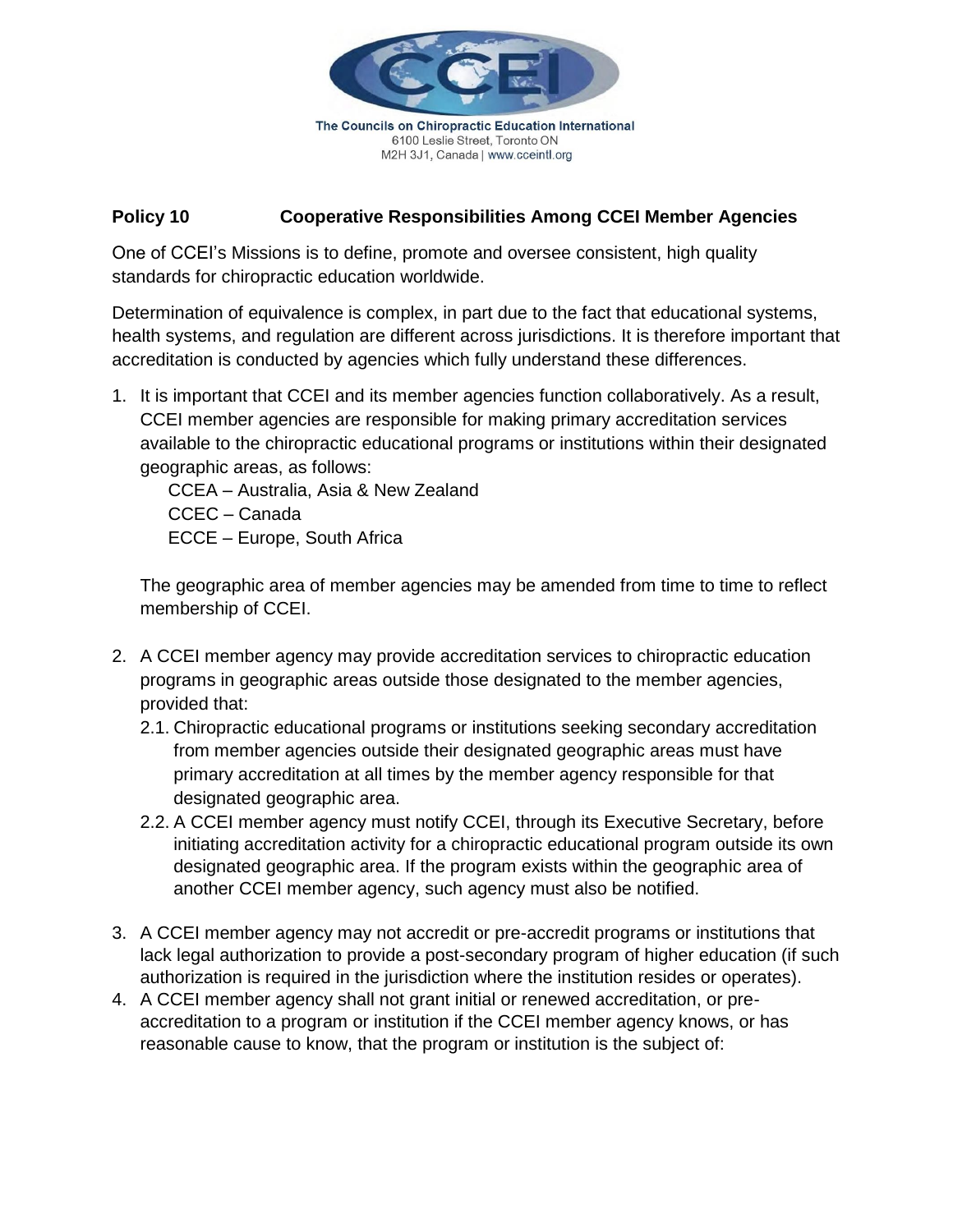The Councils on Chiropractic Education International
6100 Leslie Street, Toronto ON
M2H 3J1, Canada | www.cceintl.org

## Policy 10 Cooperative Responsibilities Among CCEI Member Agencies

One of CCEI's Missions is to define, promote and oversee consistent, high quality standards for chiropractic education worldwide.

Determination of equivalence is complex, in part due to the fact that educational systems, health systems, and regulation are different across jurisdictions. It is therefore important that accreditation is conducted by agencies which fully understand these differences.

1. It is important that CCEI and its member agencies function collaboratively. As a result, CCEI member agencies are responsible for making primary accreditation services available to the chiropractic educational programs or institutions within their designated geographic areas, as follows:

   CCEA – Australia, Asia & New Zealand
   CCEC – Canada
   ECCE – Europe, South Africa

   The geographic area of member agencies may be amended from time to time to reflect membership of CCEI.

2. A CCEI member agency may provide accreditation services to chiropractic education programs in geographic areas outside those designated to the member agencies, provided that:
   2.1. Chiropractic educational programs or institutions seeking secondary accreditation from member agencies outside their designated geographic areas must have primary accreditation at all times by the member agency responsible for that designated geographic area.
   2.2. A CCEI member agency must notify CCEI, through its Executive Secretary, before initiating accreditation activity for a chiropractic educational program outside its own designated geographic area. If the program exists within the geographic area of another CCEI member agency, such agency must also be notified.

3. A CCEI member agency may not accredit or pre-accredit programs or institutions that lack legal authorization to provide a post-secondary program of higher education (if such authorization is required in the jurisdiction where the institution resides or operates).
4. A CCEI member agency shall not grant initial or renewed accreditation, or pre-accreditation to a program or institution if the CCEI member agency knows, or has reasonable cause to know, that the program or institution is the subject of: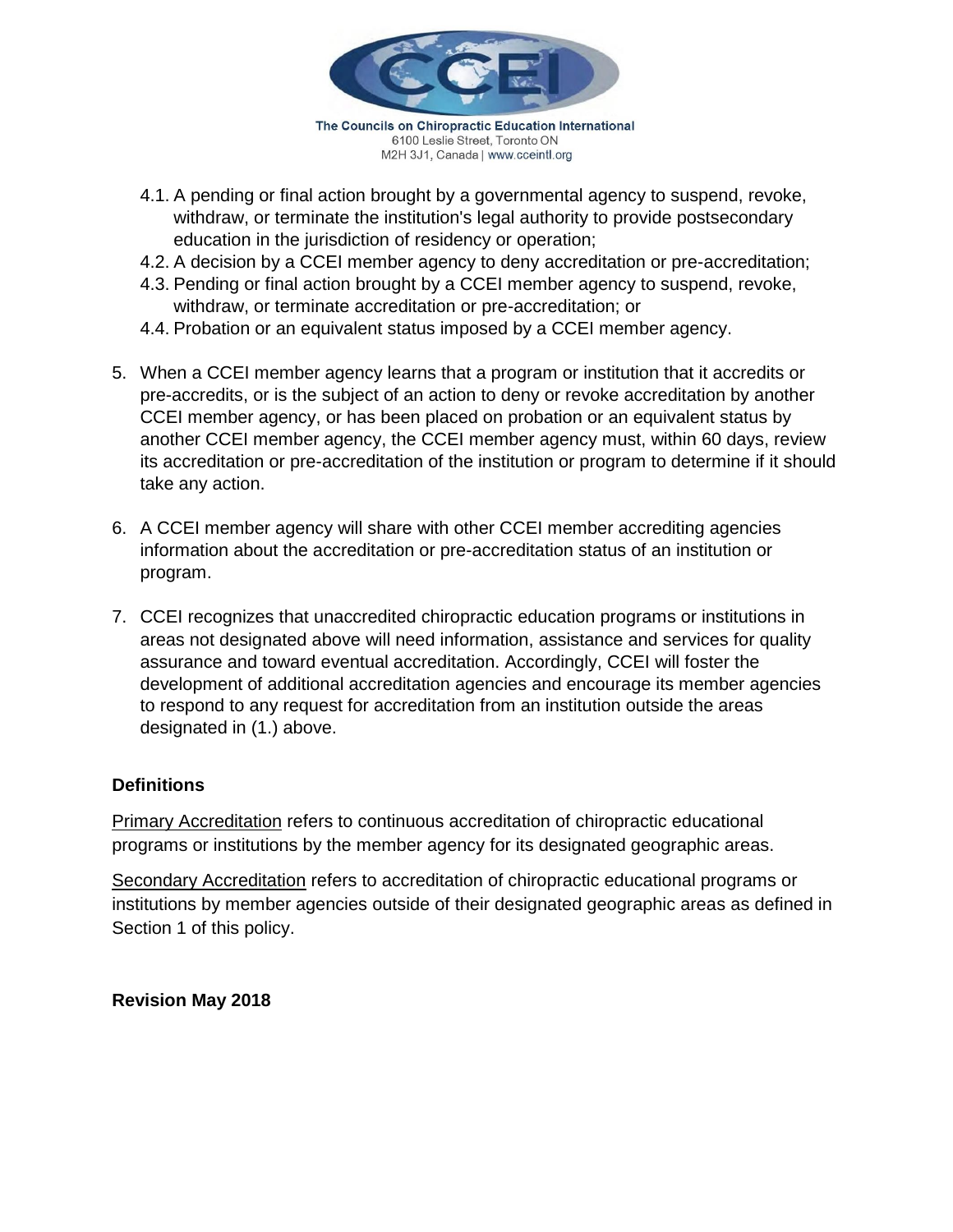4.1. A pending or final action brought by a governmental agency to suspend, revoke, withdraw, or terminate the institution's legal authority to provide postsecondary education in the jurisdiction of residency or operation;
4.2. A decision by a CCEI member agency to deny accreditation or pre-accreditation;
4.3. Pending or final action brought by a CCEI member agency to suspend, revoke, withdraw, or terminate accreditation or pre-accreditation; or
4.4. Probation or an equivalent status imposed by a CCEI member agency.

5. When a CCEI member agency learns that a program or institution that it accredits or pre-accredits, or is the subject of an action to deny or revoke accreditation by another CCEI member agency, or has been placed on probation or an equivalent status by another CCEI member agency, the CCEI member agency must, within 60 days, review its accreditation or pre-accreditation of the institution or program to determine if it should take any action.

6. A CCEI member agency will share with other CCEI member accrediting agencies information about the accreditation or pre-accreditation status of an institution or program.

7. CCEI recognizes that unaccredited chiropractic education programs or institutions in areas not designated above will need information, assistance and services for quality assurance and toward eventual accreditation. Accordingly, CCEI will foster the development of additional accreditation agencies and encourage its member agencies to respond to any request for accreditation from an institution outside the areas designated in (1.) above.

**Definitions**

Primary Accreditation refers to continuous accreditation of chiropractic educational programs or institutions by the member agency for its designated geographic areas.

Secondary Accreditation refers to accreditation of chiropractic educational programs or institutions by member agencies outside of their designated geographic areas as defined in Section 1 of this policy.

**Revision May 2018**